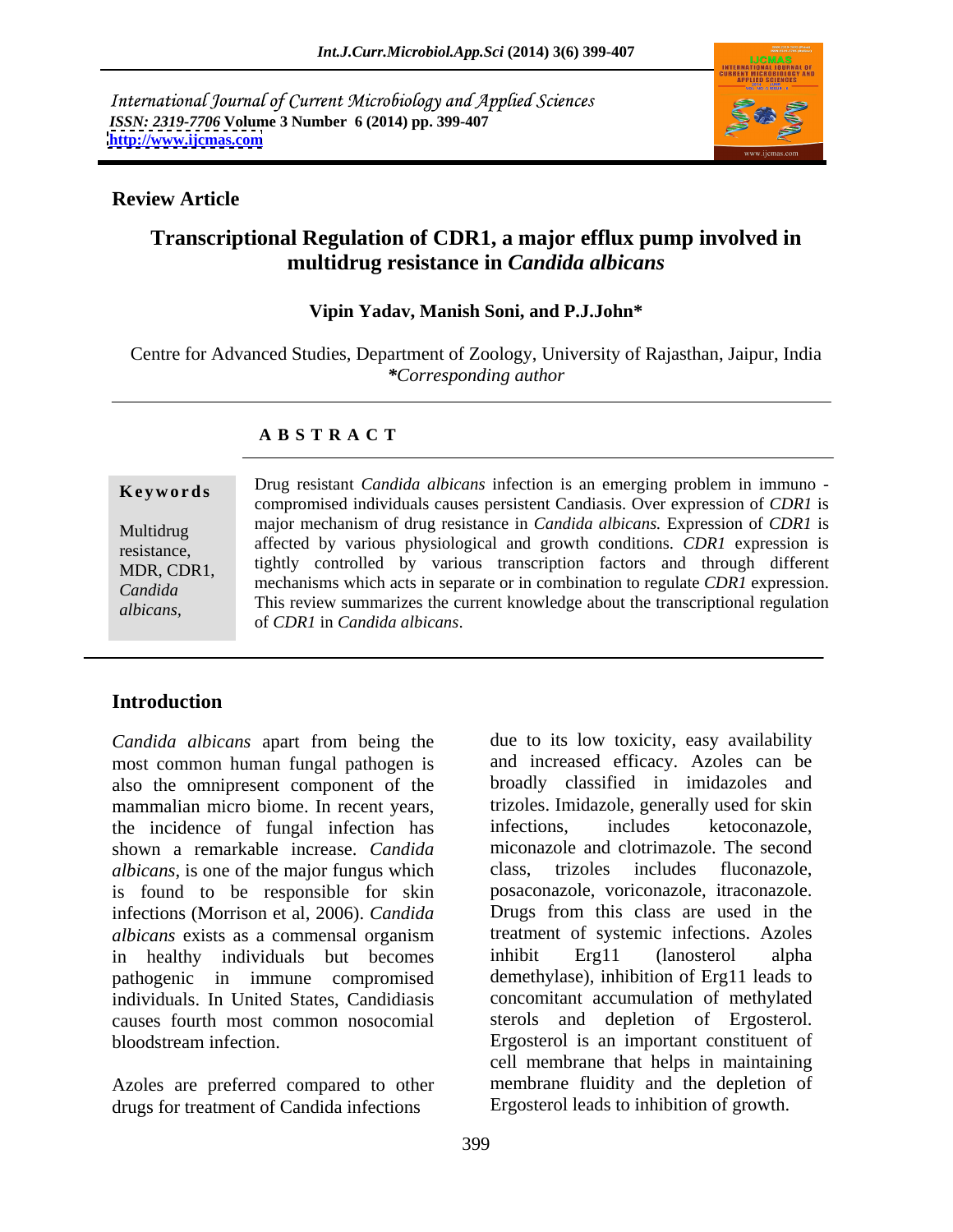International Journal of Current Microbiology and Applied Sciences
*ISSN: 2319-7706* **Volume 3 Number 6 (2014) pp. 399-407**
**http://www.ijcmas.com**

**Review Article**

# Transcriptional Regulation of CDR1, a major efflux pump involved in multidrug resistance in *Candida albicans*

**Vipin Yadav, Manish Soni, and P.J.John***

Centre for Advanced Studies, Department of Zoology, University of Rajasthan, Jaipur, India
***Corresponding author***

**A B S T R A C T**

**Keywords**

Multidrug resistance, MDR, CDR1, *Candida albicans,*

Drug resistant *Candida albicans* infection is an emerging problem in immuno - compromised individuals causes persistent Candiasis. Over expression of *CDR1* is major mechanism of drug resistance in *Candida albicans.* Expression of *CDR1* is affected by various physiological and growth conditions. *CDR1* expression is tightly controlled by various transcription factors and through different mechanisms which acts in separate or in combination to regulate *CDR1* expression. This review summarizes the current knowledge about the transcriptional regulation of *CDR1* in *Candida albicans*.

## Introduction

*Candida albicans* apart from being the most common human fungal pathogen is also the omnipresent component of the mammalian micro biome. In recent years, the incidence of fungal infection has shown a remarkable increase. *Candida albicans*, is one of the major fungus which is found to be responsible for skin infections (Morrison et al, 2006). *Candida albicans* exists as a commensal organism in healthy individuals but becomes pathogenic in immune compromised individuals. In United States, Candidiasis causes fourth most common nosocomial bloodstream infection.

Azoles are preferred compared to other drugs for treatment of Candida infections due to its low toxicity, easy availability and increased efficacy. Azoles can be broadly classified in imidazoles and trizoles. Imidazole, generally used for skin infections, includes ketoconazole, miconazole and clotrimazole. The second class, trizoles includes fluconazole, posaconazole, voriconazole, itraconazole. Drugs from this class are used in the treatment of systemic infections. Azoles inhibit Erg11 (lanosterol alpha demethylase), inhibition of Erg11 leads to concomitant accumulation of methylated sterols and depletion of Ergosterol. Ergosterol is an important constituent of cell membrane that helps in maintaining membrane fluidity and the depletion of Ergosterol leads to inhibition of growth.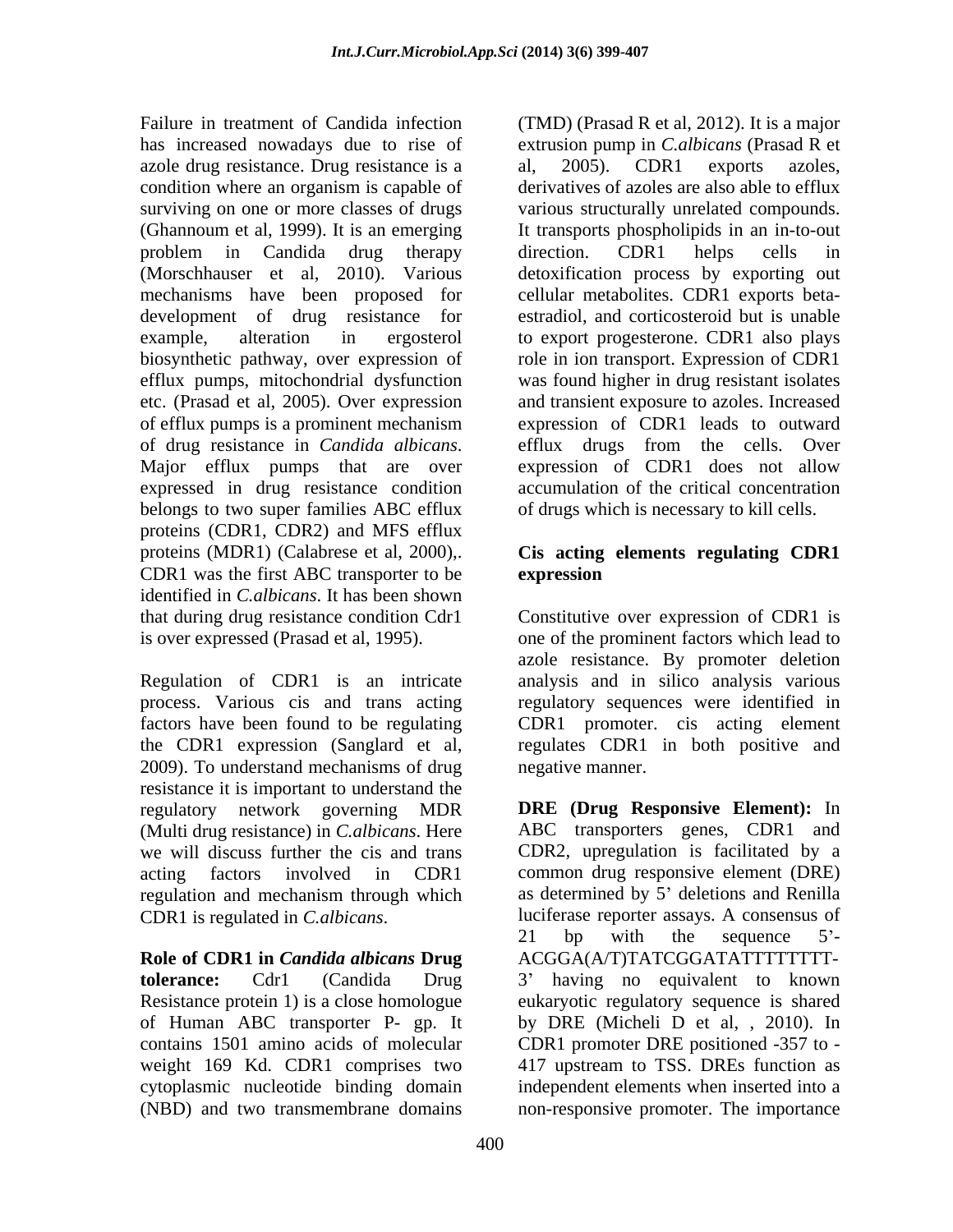Failure in treatment of Candida infection has increased nowadays due to rise of azole drug resistance. Drug resistance is a condition where an organism is capable of surviving on one or more classes of drugs (Ghannoum et al, 1999). It is an emerging problem in Candida drug therapy (Morschhauser et al, 2010). Various mechanisms have been proposed for development of drug resistance for example, alteration in ergosterol biosynthetic pathway, over expression of efflux pumps, mitochondrial dysfunction etc. (Prasad et al, 2005). Over expression of efflux pumps is a prominent mechanism of drug resistance in *Candida albicans*. Major efflux pumps that are over expressed in drug resistance condition belongs to two super families ABC efflux proteins (CDR1, CDR2) and MFS efflux proteins (MDR1) (Calabrese et al, 2000),. CDR1 was the first ABC transporter to be identified in *C.albicans*. It has been shown that during drug resistance condition Cdr1 is over expressed (Prasad et al, 1995).

Regulation of CDR1 is an intricate process. Various cis and trans acting factors have been found to be regulating the CDR1 expression (Sanglard et al, 2009). To understand mechanisms of drug resistance it is important to understand the regulatory network governing MDR (Multi drug resistance) in *C.albicans*. Here we will discuss further the cis and trans acting factors involved in CDR1 regulation and mechanism through which CDR1 is regulated in *C.albicans*.

**Role of CDR1 in *Candida albicans* Drug tolerance:** Cdr1 (Candida Drug Resistance protein 1) is a close homologue of Human ABC transporter P- gp. It contains 1501 amino acids of molecular weight 169 Kd. CDR1 comprises two cytoplasmic nucleotide binding domain (NBD) and two transmembrane domains (TMD) (Prasad R et al, 2012). It is a major extrusion pump in *C.albicans* (Prasad R et al, 2005). CDR1 exports azoles, derivatives of azoles are also able to efflux various structurally unrelated compounds. It transports phospholipids in an in-to-out direction. CDR1 helps cells in detoxification process by exporting out cellular metabolites. CDR1 exports beta-estradiol, and corticosteroid but is unable to export progesterone. CDR1 also plays role in ion transport. Expression of CDR1 was found higher in drug resistant isolates and transient exposure to azoles. Increased expression of CDR1 leads to outward efflux drugs from the cells. Over expression of CDR1 does not allow accumulation of the critical concentration of drugs which is necessary to kill cells.

## Cis acting elements regulating CDR1 expression

Constitutive over expression of CDR1 is one of the prominent factors which lead to azole resistance. By promoter deletion analysis and in silico analysis various regulatory sequences were identified in CDR1 promoter. cis acting element regulates CDR1 in both positive and negative manner.

**DRE (Drug Responsive Element):** In ABC transporters genes, CDR1 and CDR2, upregulation is facilitated by a common drug responsive element (DRE) as determined by 5' deletions and Renilla luciferase reporter assays. A consensus of 21 bp with the sequence 5'-ACGGA(A/T)TATCGGATATTTTTTTT-3' having no equivalent to known eukaryotic regulatory sequence is shared by DRE (Micheli D et al, , 2010). In CDR1 promoter DRE positioned -357 to -417 upstream to TSS. DREs function as independent elements when inserted into a non-responsive promoter. The importance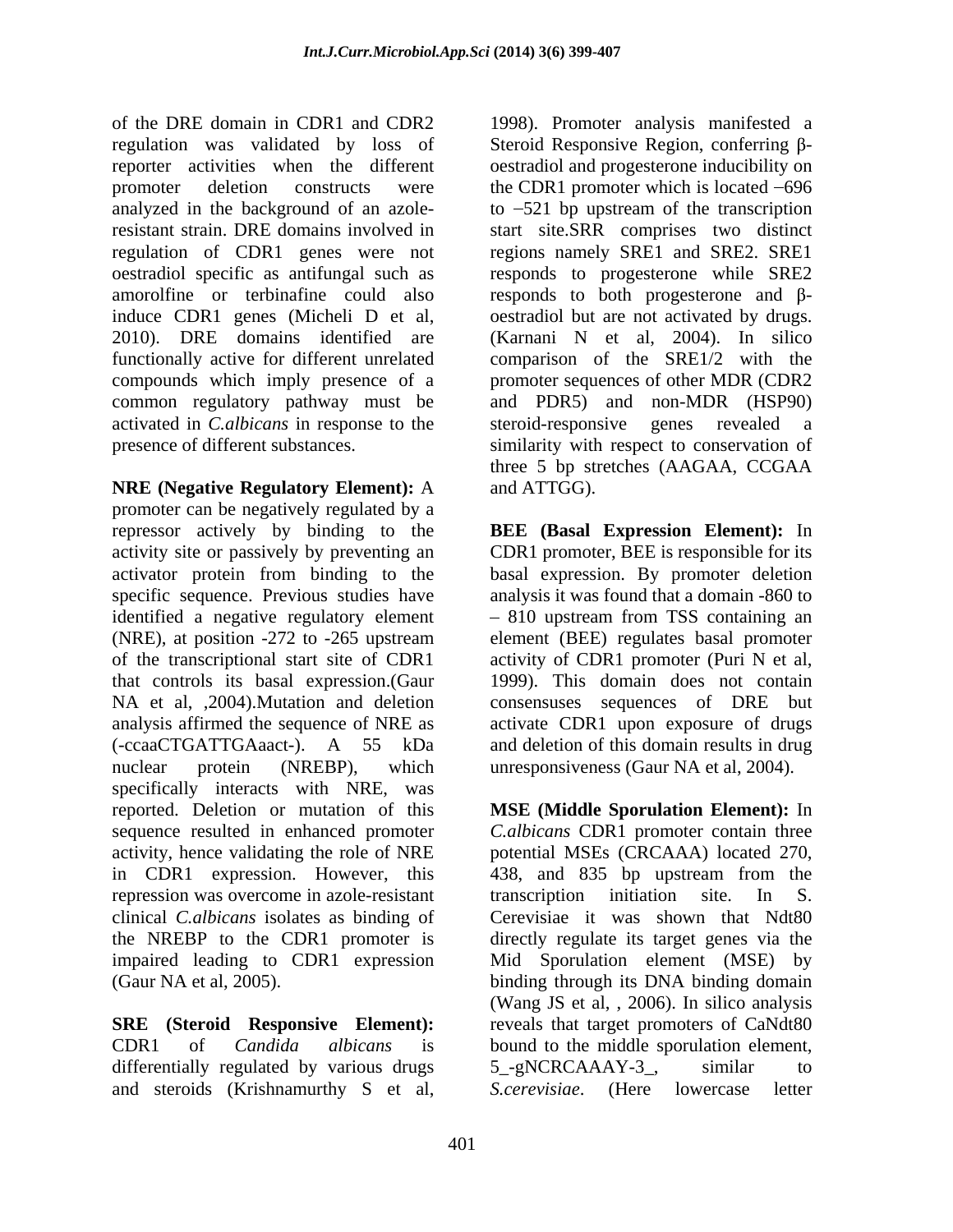of the DRE domain in CDR1 and CDR2 regulation was validated by loss of reporter activities when the different promoter deletion constructs were analyzed in the background of an azole-resistant strain. DRE domains involved in regulation of CDR1 genes were not oestradiol specific as antifungal such as amorolfine or terbinafine could also induce CDR1 genes (Micheli D et al, 2010). DRE domains identified are functionally active for different unrelated compounds which imply presence of a common regulatory pathway must be activated in *C.albicans* in response to the presence of different substances.

**NRE (Negative Regulatory Element):** A promoter can be negatively regulated by a repressor actively by binding to the activity site or passively by preventing an activator protein from binding to the specific sequence. Previous studies have identified a negative regulatory element (NRE), at position -272 to -265 upstream of the transcriptional start site of CDR1 that controls its basal expression.(Gaur NA et al, ,2004).Mutation and deletion analysis affirmed the sequence of NRE as (-ccaaCTGATTGAaact-). A 55 kDa nuclear protein (NREBP), which specifically interacts with NRE, was reported. Deletion or mutation of this sequence resulted in enhanced promoter activity, hence validating the role of NRE in CDR1 expression. However, this repression was overcome in azole-resistant clinical *C.albicans* isolates as binding of the NREBP to the CDR1 promoter is impaired leading to CDR1 expression (Gaur NA et al, 2005).

**SRE (Steroid Responsive Element):** CDR1 of *Candida albicans* is differentially regulated by various drugs and steroids (Krishnamurthy S et al, 1998). Promoter analysis manifested a Steroid Responsive Region, conferring β-oestradiol and progesterone inducibility on the CDR1 promoter which is located −696 to −521 bp upstream of the transcription start site.SRR comprises two distinct regions namely SRE1 and SRE2. SRE1 responds to progesterone while SRE2 responds to both progesterone and β-oestradiol but are not activated by drugs. (Karnani N et al, 2004). In silico comparison of the SRE1/2 with the promoter sequences of other MDR (CDR2 and PDR5) and non-MDR (HSP90) steroid-responsive genes revealed a similarity with respect to conservation of three 5 bp stretches (AAGAA, CCGAA and ATTGG).

**BEE (Basal Expression Element):** In CDR1 promoter, BEE is responsible for its basal expression. By promoter deletion analysis it was found that a domain -860 to – 810 upstream from TSS containing an element (BEE) regulates basal promoter activity of CDR1 promoter (Puri N et al, 1999). This domain does not contain consensuses sequences of DRE but activate CDR1 upon exposure of drugs and deletion of this domain results in drug unresponsiveness (Gaur NA et al, 2004).

**MSE (Middle Sporulation Element):** In *C.albicans* CDR1 promoter contain three potential MSEs (CRCAAA) located 270, 438, and 835 bp upstream from the transcription initiation site. In S. Cerevisiae it was shown that Ndt80 directly regulate its target genes via the Mid Sporulation element (MSE) by binding through its DNA binding domain (Wang JS et al, , 2006). In silico analysis reveals that target promoters of CaNdt80 bound to the middle sporulation element, 5_-gNCRCAAAY-3_, similar to *S.cerevisiae*. (Here lowercase letter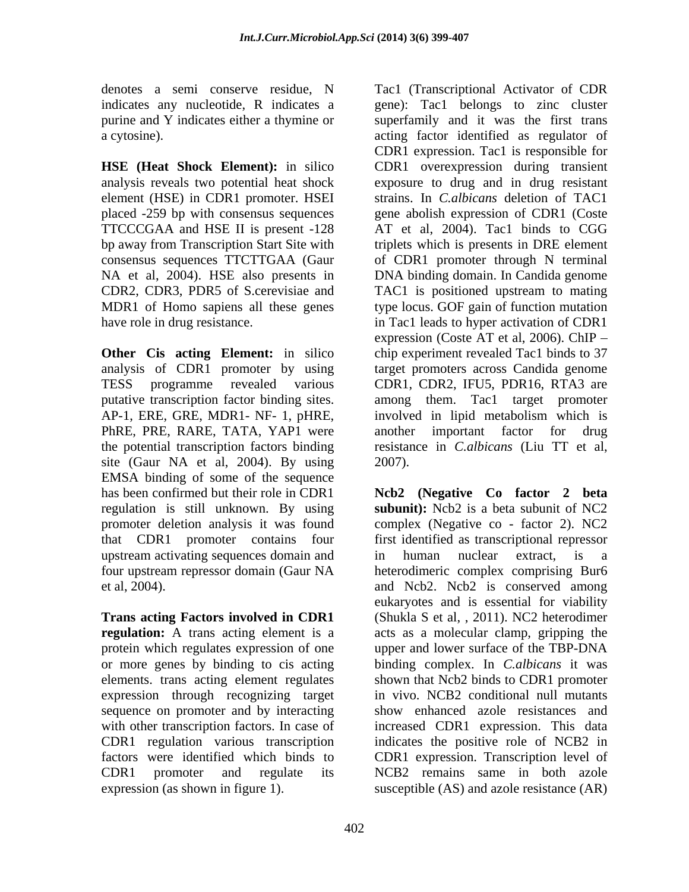denotes a semi conserve residue, N indicates any nucleotide, R indicates a purine and Y indicates either a thymine or a cytosine).

**HSE (Heat Shock Element):** in silico analysis reveals two potential heat shock element (HSE) in CDR1 promoter. HSEI placed -259 bp with consensus sequences TTCCCGAA and HSE II is present -128 bp away from Transcription Start Site with consensus sequences TTCTTGAA (Gaur NA et al, 2004). HSE also presents in CDR2, CDR3, PDR5 of S.cerevisiae and MDR1 of Homo sapiens all these genes have role in drug resistance.

**Other Cis acting Element:** in silico analysis of CDR1 promoter by using TESS programme revealed various putative transcription factor binding sites. AP-1, ERE, GRE, MDR1- NF- 1, pHRE, PhRE, PRE, RARE, TATA, YAP1 were the potential transcription factors binding site (Gaur NA et al, 2004). By using EMSA binding of some of the sequence has been confirmed but their role in CDR1 regulation is still unknown. By using promoter deletion analysis it was found that CDR1 promoter contains four upstream activating sequences domain and four upstream repressor domain (Gaur NA et al, 2004).

**Trans acting Factors involved in CDR1 regulation:** A trans acting element is a protein which regulates expression of one or more genes by binding to cis acting elements. trans acting element regulates expression through recognizing target sequence on promoter and by interacting with other transcription factors. In case of CDR1 regulation various transcription factors were identified which binds to CDR1 promoter and regulate its expression (as shown in figure 1).

Tac1 (Transcriptional Activator of CDR gene): Tac1 belongs to zinc cluster superfamily and it was the first trans acting factor identified as regulator of CDR1 expression. Tac1 is responsible for CDR1 overexpression during transient exposure to drug and in drug resistant strains. In *C.albicans* deletion of TAC1 gene abolish expression of CDR1 (Coste AT et al, 2004). Tac1 binds to CGG triplets which is presents in DRE element of CDR1 promoter through N terminal DNA binding domain. In Candida genome TAC1 is positioned upstream to mating type locus. GOF gain of function mutation in Tac1 leads to hyper activation of CDR1 expression (Coste AT et al, 2006). ChIP – chip experiment revealed Tac1 binds to 37 target promoters across Candida genome CDR1, CDR2, IFU5, PDR16, RTA3 are among them. Tac1 target promoter involved in lipid metabolism which is another important factor for drug resistance in *C.albicans* (Liu TT et al, 2007).

**Ncb2 (Negative Co factor 2 beta subunit):** Ncb2 is a beta subunit of NC2 complex (Negative co - factor 2). NC2 first identified as transcriptional repressor in human nuclear extract, is a heterodimeric complex comprising Bur6 and Ncb2. Ncb2 is conserved among eukaryotes and is essential for viability (Shukla S et al, , 2011). NC2 heterodimer acts as a molecular clamp, gripping the upper and lower surface of the TBP-DNA binding complex. In *C.albicans* it was shown that Ncb2 binds to CDR1 promoter in vivo. NCB2 conditional null mutants show enhanced azole resistances and increased CDR1 expression. This data indicates the positive role of NCB2 in CDR1 expression. Transcription level of NCB2 remains same in both azole susceptible (AS) and azole resistance (AR)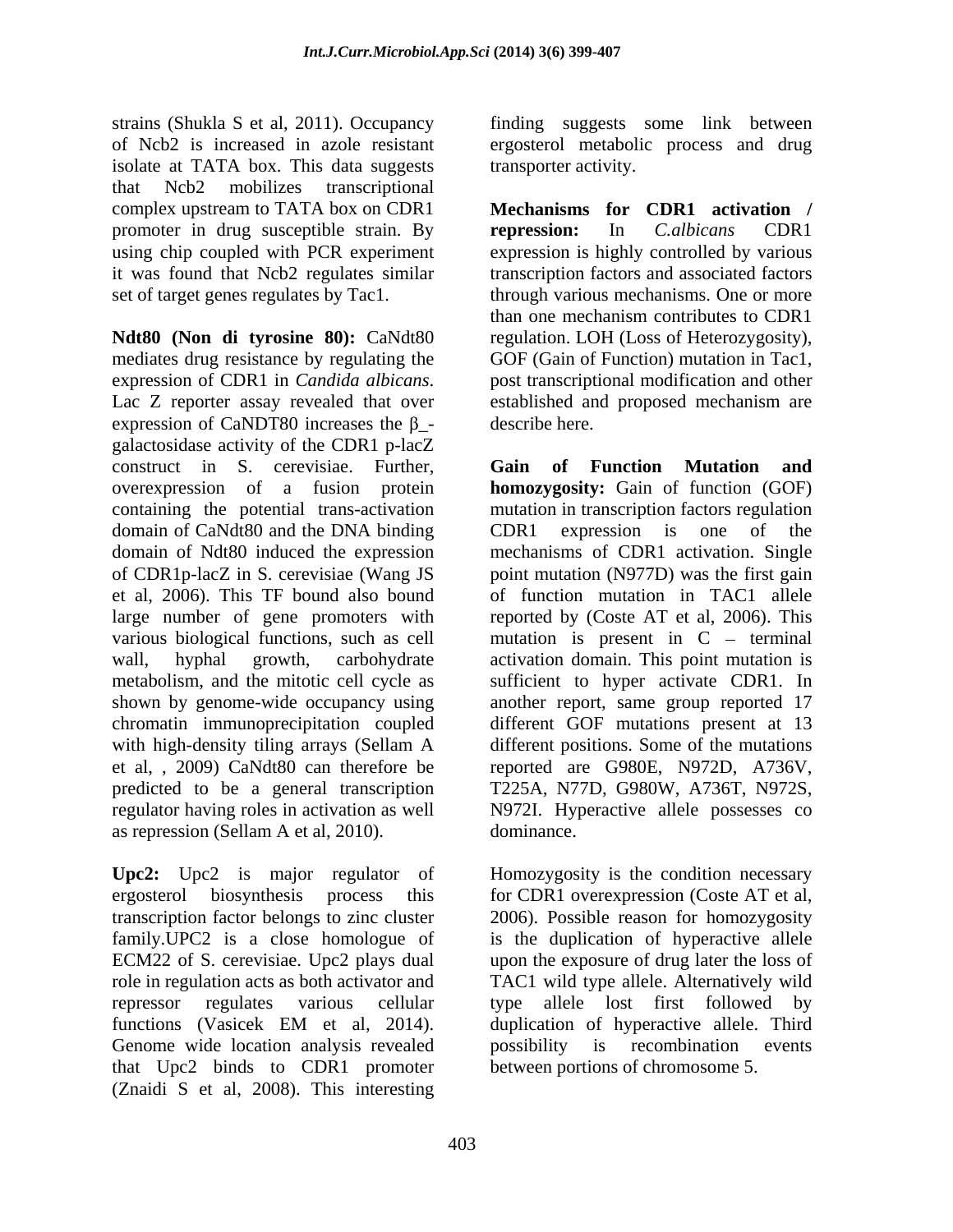strains (Shukla S et al, 2011). Occupancy of Ncb2 is increased in azole resistant isolate at TATA box. This data suggests that Ncb2 mobilizes transcriptional complex upstream to TATA box on CDR1 promoter in drug susceptible strain. By using chip coupled with PCR experiment it was found that Ncb2 regulates similar set of target genes regulates by Tac1.

**Ndt80 (Non di tyrosine 80):** CaNdt80 mediates drug resistance by regulating the expression of CDR1 in *Candida albicans*. Lac Z reporter assay revealed that over expression of CaNDT80 increases the β_-galactosidase activity of the CDR1 p-lacZ construct in S. cerevisiae. Further, overexpression of a fusion protein containing the potential trans-activation domain of CaNdt80 and the DNA binding domain of Ndt80 induced the expression of CDR1p-lacZ in S. cerevisiae (Wang JS et al, 2006). This TF bound also bound large number of gene promoters with various biological functions, such as cell wall, hyphal growth, carbohydrate metabolism, and the mitotic cell cycle as shown by genome-wide occupancy using chromatin immunoprecipitation coupled with high-density tiling arrays (Sellam A et al, , 2009) CaNdt80 can therefore be predicted to be a general transcription regulator having roles in activation as well as repression (Sellam A et al, 2010).

**Upc2:** Upc2 is major regulator of ergosterol biosynthesis process this transcription factor belongs to zinc cluster family.UPC2 is a close homologue of ECM22 of S. cerevisiae. Upc2 plays dual role in regulation acts as both activator and repressor regulates various cellular functions (Vasicek EM et al, 2014). Genome wide location analysis revealed that Upc2 binds to CDR1 promoter (Znaidi S et al, 2008). This interesting finding suggests some link between ergosterol metabolic process and drug transporter activity.

**Mechanisms for CDR1 activation / repression:** In *C.albicans* CDR1 expression is highly controlled by various transcription factors and associated factors through various mechanisms. One or more than one mechanism contributes to CDR1 regulation. LOH (Loss of Heterozygosity), GOF (Gain of Function) mutation in Tac1, post transcriptional modification and other established and proposed mechanism are describe here.

**Gain of Function Mutation and homozygosity:** Gain of function (GOF) mutation in transcription factors regulation CDR1 expression is one of the mechanisms of CDR1 activation. Single point mutation (N977D) was the first gain of function mutation in TAC1 allele reported by (Coste AT et al, 2006). This mutation is present in C – terminal activation domain. This point mutation is sufficient to hyper activate CDR1. In another report, same group reported 17 different GOF mutations present at 13 different positions. Some of the mutations reported are G980E, N972D, A736V, T225A, N77D, G980W, A736T, N972S, N972I. Hyperactive allele possesses co dominance.

Homozygosity is the condition necessary for CDR1 overexpression (Coste AT et al, 2006). Possible reason for homozygosity is the duplication of hyperactive allele upon the exposure of drug later the loss of TAC1 wild type allele. Alternatively wild type allele lost first followed by duplication of hyperactive allele. Third possibility is recombination events between portions of chromosome 5.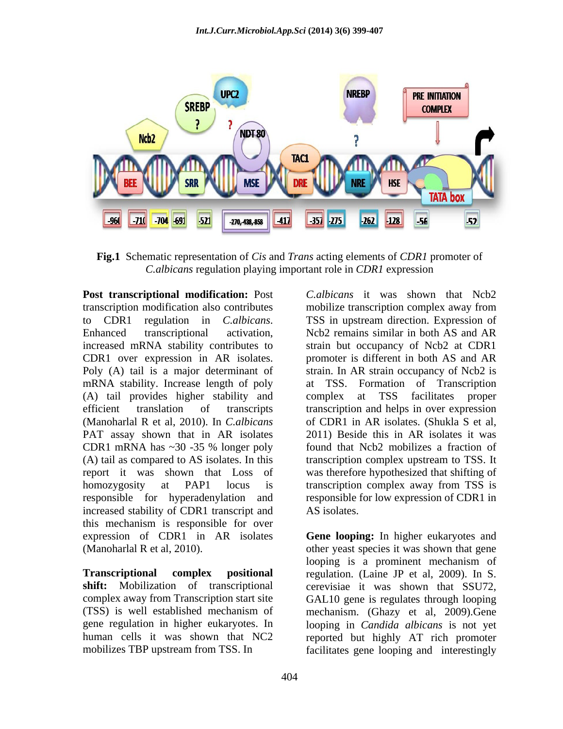**Fig.1** Schematic representation of *Cis* and *Trans* acting elements of *CDR1* promoter of *C.albicans* regulation playing important role in *CDR1* expression

**Post transcriptional modification:** Post transcription modification also contributes to CDR1 regulation in *C.albicans*. Enhanced transcriptional activation, increased mRNA stability contributes to CDR1 over expression in AR isolates. Poly (A) tail is a major determinant of mRNA stability. Increase length of poly (A) tail provides higher stability and efficient translation of transcripts (Manoharlal R et al, 2010). In *C.albicans* PAT assay shown that in AR isolates CDR1 mRNA has ~30 -35 % longer poly (A) tail as compared to AS isolates. In this report it was shown that Loss of homozygosity at PAP1 locus is responsible for hyperadenylation and increased stability of CDR1 transcript and this mechanism is responsible for over expression of CDR1 in AR isolates (Manoharlal R et al, 2010).

**Transcriptional complex positional shift:** Mobilization of transcriptional complex away from Transcription start site (TSS) is well established mechanism of gene regulation in higher eukaryotes. In human cells it was shown that NC2 mobilizes TBP upstream from TSS. In *C.albicans* it was shown that Ncb2 mobilize transcription complex away from TSS in upstream direction. Expression of Ncb2 remains similar in both AS and AR strain but occupancy of Ncb2 at CDR1 promoter is different in both AS and AR strain. In AR strain occupancy of Ncb2 is at TSS. Formation of Transcription complex at TSS facilitates proper transcription and helps in over expression of CDR1 in AR isolates. (Shukla S et al, 2011) Beside this in AR isolates it was found that Ncb2 mobilizes a fraction of transcription complex upstream to TSS. It was therefore hypothesized that shifting of transcription complex away from TSS is responsible for low expression of CDR1 in AS isolates.

**Gene looping:** In higher eukaryotes and other yeast species it was shown that gene looping is a prominent mechanism of regulation. (Laine JP et al, 2009). In S. cerevisiae it was shown that SSU72, GAL10 gene is regulates through looping mechanism. (Ghazy et al, 2009).Gene looping in *Candida albicans* is not yet reported but highly AT rich promoter facilitates gene looping and interestingly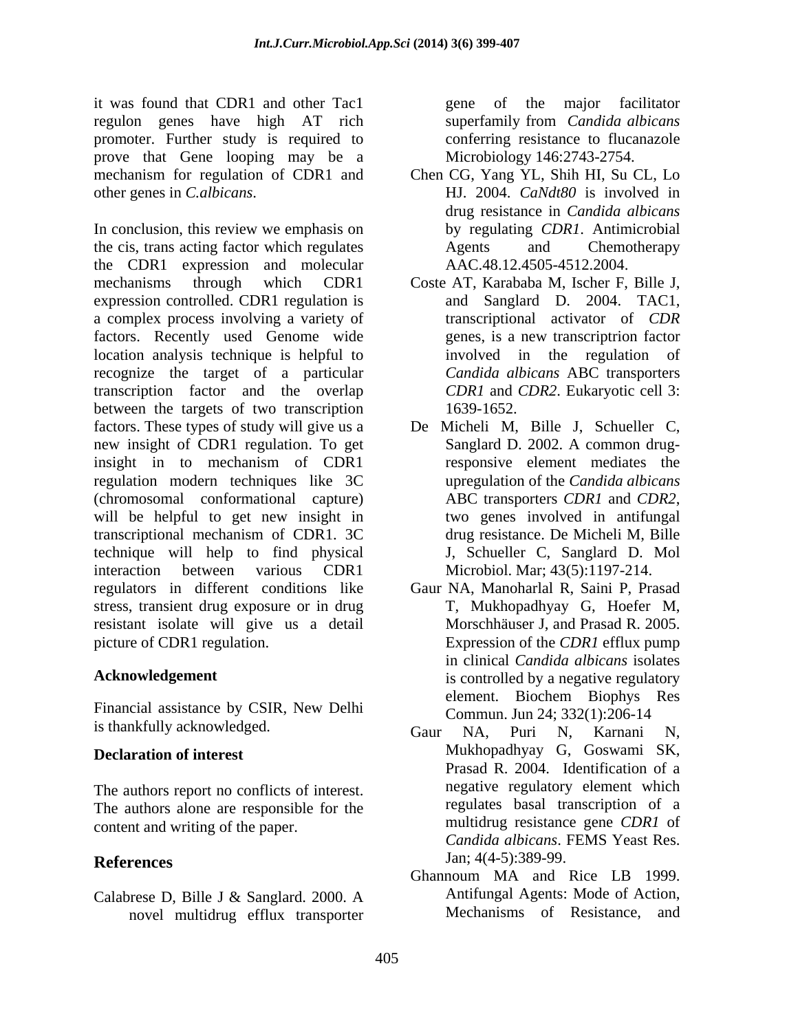it was found that CDR1 and other Tac1 regulon genes have high AT rich promoter. Further study is required to prove that Gene looping may be a mechanism for regulation of CDR1 and other genes in *C.albicans*.

In conclusion, this review we emphasis on the cis, trans acting factor which regulates the CDR1 expression and molecular mechanisms through which CDR1 expression controlled. CDR1 regulation is a complex process involving a variety of factors. Recently used Genome wide location analysis technique is helpful to recognize the target of a particular transcription factor and the overlap between the targets of two transcription factors. These types of study will give us a new insight of CDR1 regulation. To get insight in to mechanism of CDR1 regulation modern techniques like 3C (chromosomal conformational capture) will be helpful to get new insight in transcriptional mechanism of CDR1. 3C technique will help to find physical interaction between various CDR1 regulators in different conditions like stress, transient drug exposure or in drug resistant isolate will give us a detail picture of CDR1 regulation.

## Acknowledgement

Financial assistance by CSIR, New Delhi is thankfully acknowledged.

## Declaration of interest

The authors report no conflicts of interest. The authors alone are responsible for the content and writing of the paper.

## References

Calabrese D, Bille J & Sanglard. 2000. A novel multidrug efflux transporter gene of the major facilitator superfamily from *Candida albicans* conferring resistance to flucanazole Microbiology 146:2743-2754.

Chen CG, Yang YL, Shih HI, Su CL, Lo HJ. 2004. *CaNdt80* is involved in drug resistance in *Candida albicans* by regulating *CDR1*. Antimicrobial Agents and Chemotherapy AAC.48.12.4505-4512.2004.

Coste AT, Karababa M, Ischer F, Bille J, and Sanglard D. 2004. TAC1, transcriptional activator of *CDR* genes, is a new transcriptrion factor involved in the regulation of *Candida albicans* ABC transporters *CDR1* and *CDR2*. Eukaryotic cell 3: 1639-1652.

De Micheli M, Bille J, Schueller C, Sanglard D. 2002. A common drug-responsive element mediates the upregulation of the *Candida albicans* ABC transporters *CDR1* and *CDR2*, two genes involved in antifungal drug resistance. De Micheli M, Bille J, Schueller C, Sanglard D. Mol Microbiol. Mar; 43(5):1197-214.

Gaur NA, Manoharlal R, Saini P, Prasad T, Mukhopadhyay G, Hoefer M, Morschhäuser J, and Prasad R. 2005. Expression of the *CDR1* efflux pump in clinical *Candida albicans* isolates is controlled by a negative regulatory element. Biochem Biophys Res Commun. Jun 24; 332(1):206-14

Gaur NA, Puri N, Karnani N, Mukhopadhyay G, Goswami SK, Prasad R. 2004. Identification of a negative regulatory element which regulates basal transcription of a multidrug resistance gene *CDR1* of *Candida albicans*. FEMS Yeast Res. Jan; 4(4-5):389-99.

Ghannoum MA and Rice LB 1999. Antifungal Agents: Mode of Action, Mechanisms of Resistance, and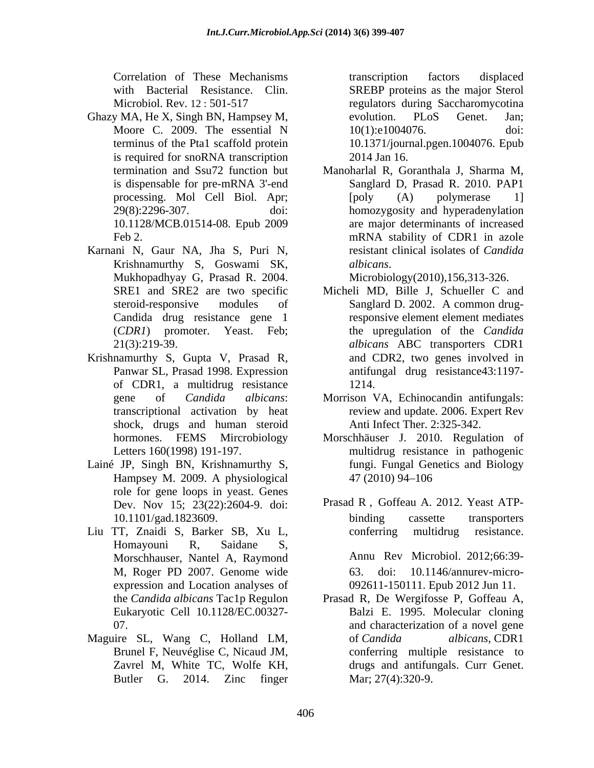Correlation of These Mechanisms with Bacterial Resistance. Clin. Microbiol. Rev. 12 : 501-517

Ghazy MA, He X, Singh BN, Hampsey M, Moore C. 2009. The essential N terminus of the Pta1 scaffold protein is required for snoRNA transcription termination and Ssu72 function but is dispensable for pre-mRNA 3'-end processing. Mol Cell Biol. Apr; 29(8):2296-307. doi: 10.1128/MCB.01514-08. Epub 2009 Feb 2.

Karnani N, Gaur NA, Jha S, Puri N, Krishnamurthy S, Goswami SK, Mukhopadhyay G, Prasad R. 2004. SRE1 and SRE2 are two specific steroid-responsive modules of Candida drug resistance gene 1 (*CDR1*) promoter. Yeast. Feb; 21(3):219-39.

Krishnamurthy S, Gupta V, Prasad R, Panwar SL, Prasad 1998. Expression of CDR1, a multidrug resistance gene of *Candida albicans*: transcriptional activation by heat shock, drugs and human steroid hormones. FEMS Mircrobiology Letters 160(1998) 191-197.

Lainé JP, Singh BN, Krishnamurthy S, Hampsey M. 2009. A physiological role for gene loops in yeast. Genes Dev. Nov 15; 23(22):2604-9. doi: 10.1101/gad.1823609.

Liu TT, Znaidi S, Barker SB, Xu L, Homayouni R, Saidane S, Morschhauser, Nantel A, Raymond M, Roger PD 2007. Genome wide expression and Location analyses of the *Candida albicans* Tac1p Regulon Eukaryotic Cell 10.1128/EC.00327-07.

Maguire SL, Wang C, Holland LM, Brunel F, Neuvéglise C, Nicaud JM, Zavrel M, White TC, Wolfe KH, Butler G. 2014. Zinc finger transcription factors displaced SREBP proteins as the major Sterol regulators during Saccharomycotina evolution. PLoS Genet. Jan; 10(1):e1004076. doi: 10.1371/journal.pgen.1004076. Epub 2014 Jan 16.

Manoharlal R, Goranthala J, Sharma M, Sanglard D, Prasad R. 2010. PAP1 [poly (A) polymerase 1] homozygosity and hyperadenylation are major determinants of increased mRNA stability of CDR1 in azole resistant clinical isolates of *Candida albicans*. Microbiology(2010),156,313-326.

Micheli MD, Bille J, Schueller C and Sanglard D. 2002. A common drug-responsive element element mediates the upregulation of the *Candida albicans* ABC transporters CDR1 and CDR2, two genes involved in antifungal drug resistance43:1197-1214.

Morrison VA, Echinocandin antifungals: review and update. 2006. Expert Rev Anti Infect Ther. 2:325-342.

Morschhäuser J. 2010. Regulation of multidrug resistance in pathogenic fungi. Fungal Genetics and Biology 47 (2010) 94–106

Prasad R , Goffeau A. 2012. Yeast ATP-binding cassette transporters conferring multidrug resistance. Annu Rev Microbiol. 2012;66:39-63. doi: 10.1146/annurev-micro-092611-150111. Epub 2012 Jun 11.

Prasad R, De Wergifosse P, Goffeau A, Balzi E. 1995. Molecular cloning and characterization of a novel gene of *Candida albicans*, CDR1 conferring multiple resistance to drugs and antifungals. Curr Genet. Mar; 27(4):320-9.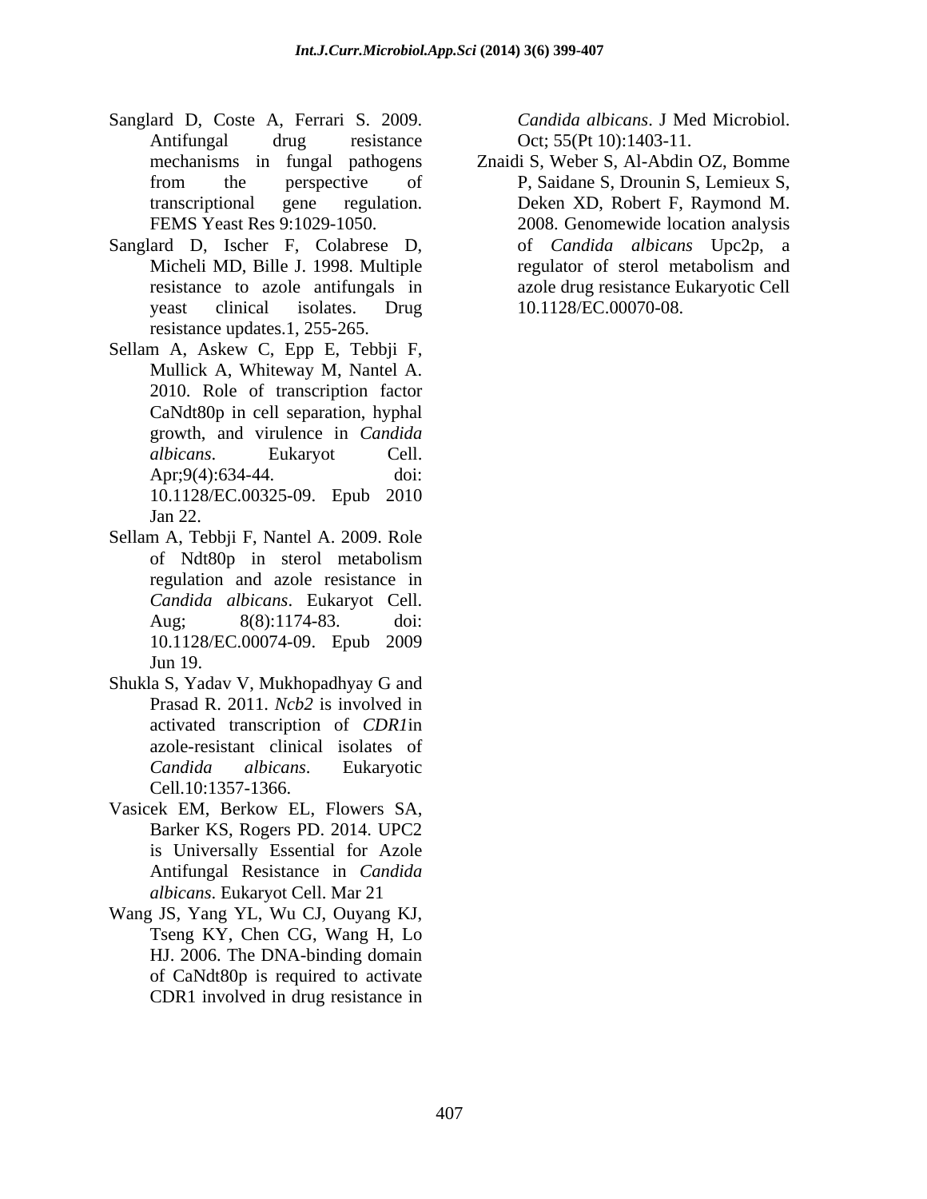Sanglard D, Coste A, Ferrari S. 2009. Antifungal drug resistance mechanisms in fungal pathogens from the perspective of transcriptional gene regulation. FEMS Yeast Res 9:1029-1050.

Sanglard D, Ischer F, Colabrese D, Micheli MD, Bille J. 1998. Multiple resistance to azole antifungals in yeast clinical isolates. Drug resistance updates.1, 255-265.

Sellam A, Askew C, Epp E, Tebbji F, Mullick A, Whiteway M, Nantel A. 2010. Role of transcription factor CaNdt80p in cell separation, hyphal growth, and virulence in *Candida albicans*. Eukaryot Cell. Apr;9(4):634-44. doi: 10.1128/EC.00325-09. Epub 2010 Jan 22.

Sellam A, Tebbji F, Nantel A. 2009. Role of Ndt80p in sterol metabolism regulation and azole resistance in *Candida albicans*. Eukaryot Cell. Aug; 8(8):1174-83. doi: 10.1128/EC.00074-09. Epub 2009 Jun 19.

Shukla S, Yadav V, Mukhopadhyay G and Prasad R. 2011. *Ncb2* is involved in activated transcription of *CDR1*in azole-resistant clinical isolates of *Candida albicans*. Eukaryotic Cell.10:1357-1366.

Vasicek EM, Berkow EL, Flowers SA, Barker KS, Rogers PD. 2014. UPC2 is Universally Essential for Azole Antifungal Resistance in *Candida albicans*. Eukaryot Cell. Mar 21

Wang JS, Yang YL, Wu CJ, Ouyang KJ, Tseng KY, Chen CG, Wang H, Lo HJ. 2006. The DNA-binding domain of CaNdt80p is required to activate CDR1 involved in drug resistance in *Candida albicans*. J Med Microbiol. Oct; 55(Pt 10):1403-11.

Znaidi S, Weber S, Al-Abdin OZ, Bomme P, Saidane S, Drounin S, Lemieux S, Deken XD, Robert F, Raymond M. 2008. Genomewide location analysis of *Candida albicans* Upc2p, a regulator of sterol metabolism and azole drug resistance Eukaryotic Cell 10.1128/EC.00070-08.